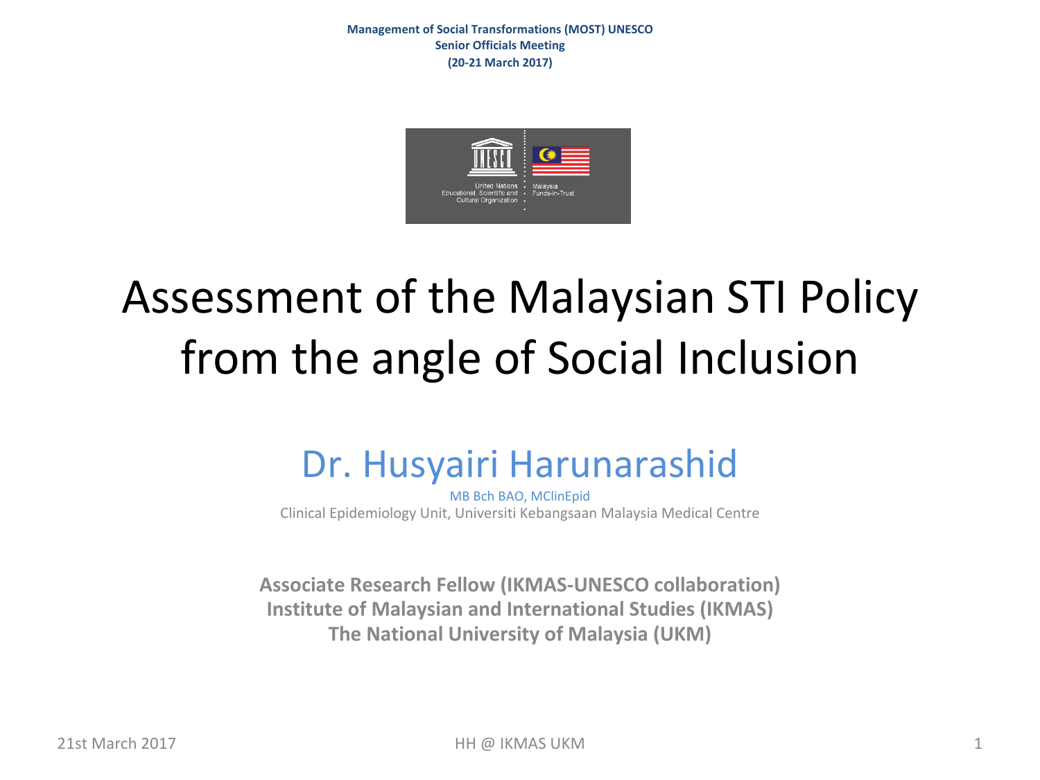**Management of Social Transformations (MOST) UNESCO**
**Senior Officials Meeting**
**(20-21 March 2017)**

United Nations Educational, Scientific and Cultural Organization

Malaysia Funds-in-Trust

# Assessment of the Malaysian STI Policy from the angle of Social Inclusion

## Dr. Husyairi Harunarashid

MB Bch BAO, MClinEpid

Clinical Epidemiology Unit, Universiti Kebangsaan Malaysia Medical Centre

**Associate Research Fellow (IKMAS-UNESCO collaboration)**
**Institute of Malaysian and International Studies (IKMAS)**
**The National University of Malaysia (UKM)**

21st March 2017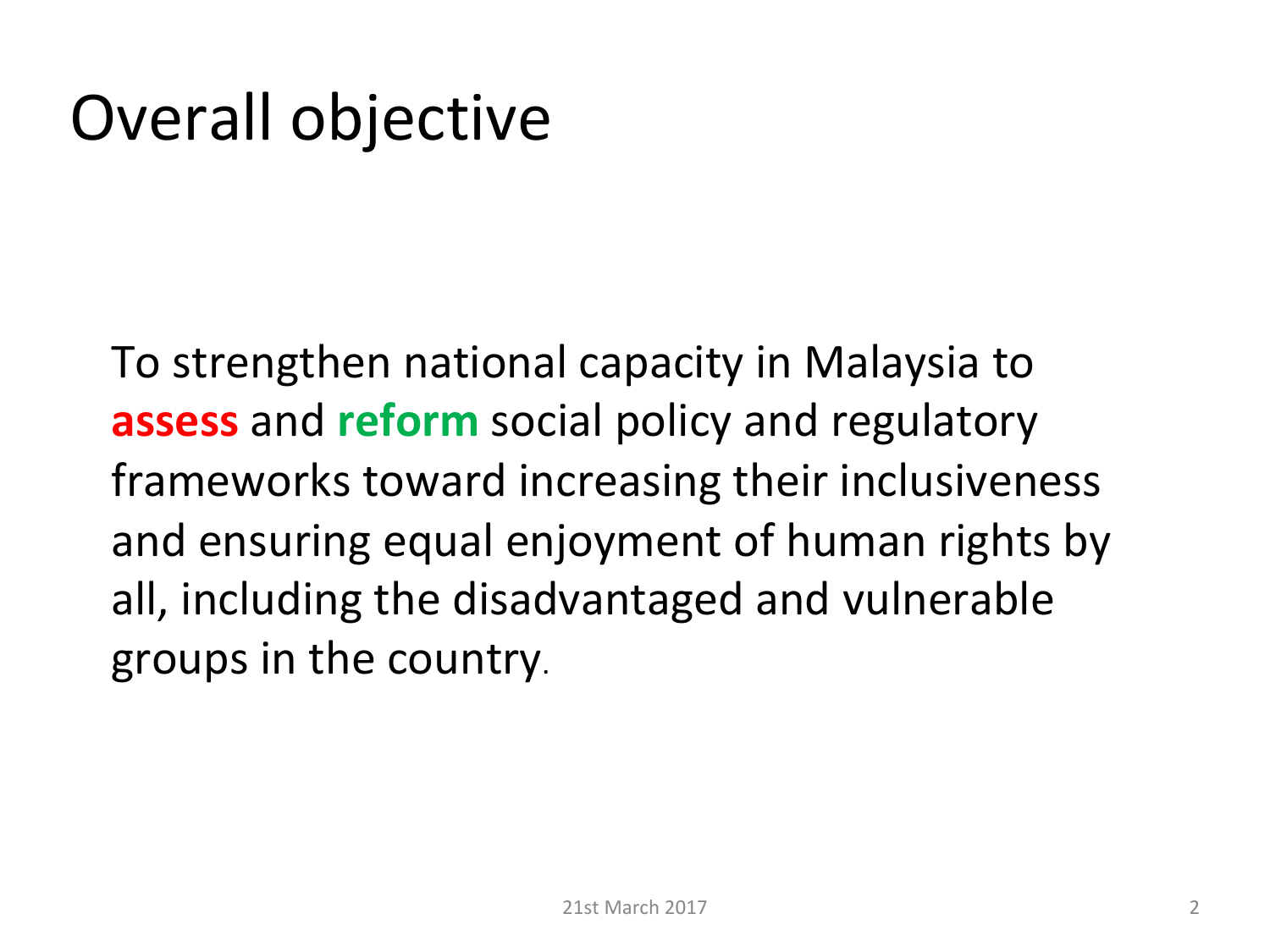# Overall objective

To strengthen national capacity in Malaysia to **assess** and **reform** social policy and regulatory frameworks toward increasing their inclusiveness and ensuring equal enjoyment of human rights by all, including the disadvantaged and vulnerable groups in the country.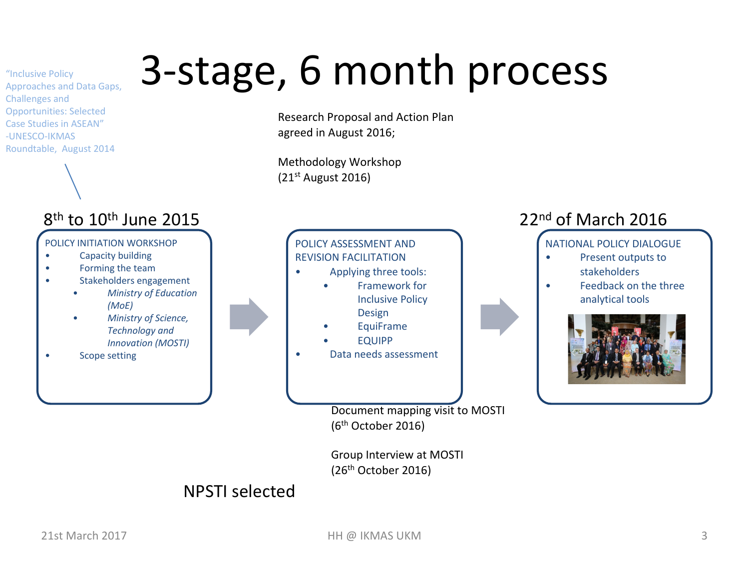# 3-stage, 6 month process

"Inclusive Policy Approaches and Data Gaps, Challenges and Opportunities: Selected Case Studies in ASEAN" -UNESCO-IKMAS Roundtable, August 2014

Research Proposal and Action Plan agreed in August 2016;

Methodology Workshop (21st August 2016)

**8th to 10th June 2015**

POLICY INITIATION WORKSHOP

- Capacity building
- Forming the team
- Stakeholders engagement
  - *Ministry of Education (MoE)*
  - *Ministry of Science, Technology and Innovation (MOSTI)*
- Scope setting

POLICY ASSESSMENT AND REVISION FACILITATION

- Applying three tools:
  - Framework for Inclusive Policy Design
  - EquiFrame
  - EQUIPP
- Data needs assessment

**22nd of March 2016**

NATIONAL POLICY DIALOGUE

- Present outputs to stakeholders
- Feedback on the three analytical tools

Document mapping visit to MOSTI (6th October 2016)

Group Interview at MOSTI (26th October 2016)

NPSTI selected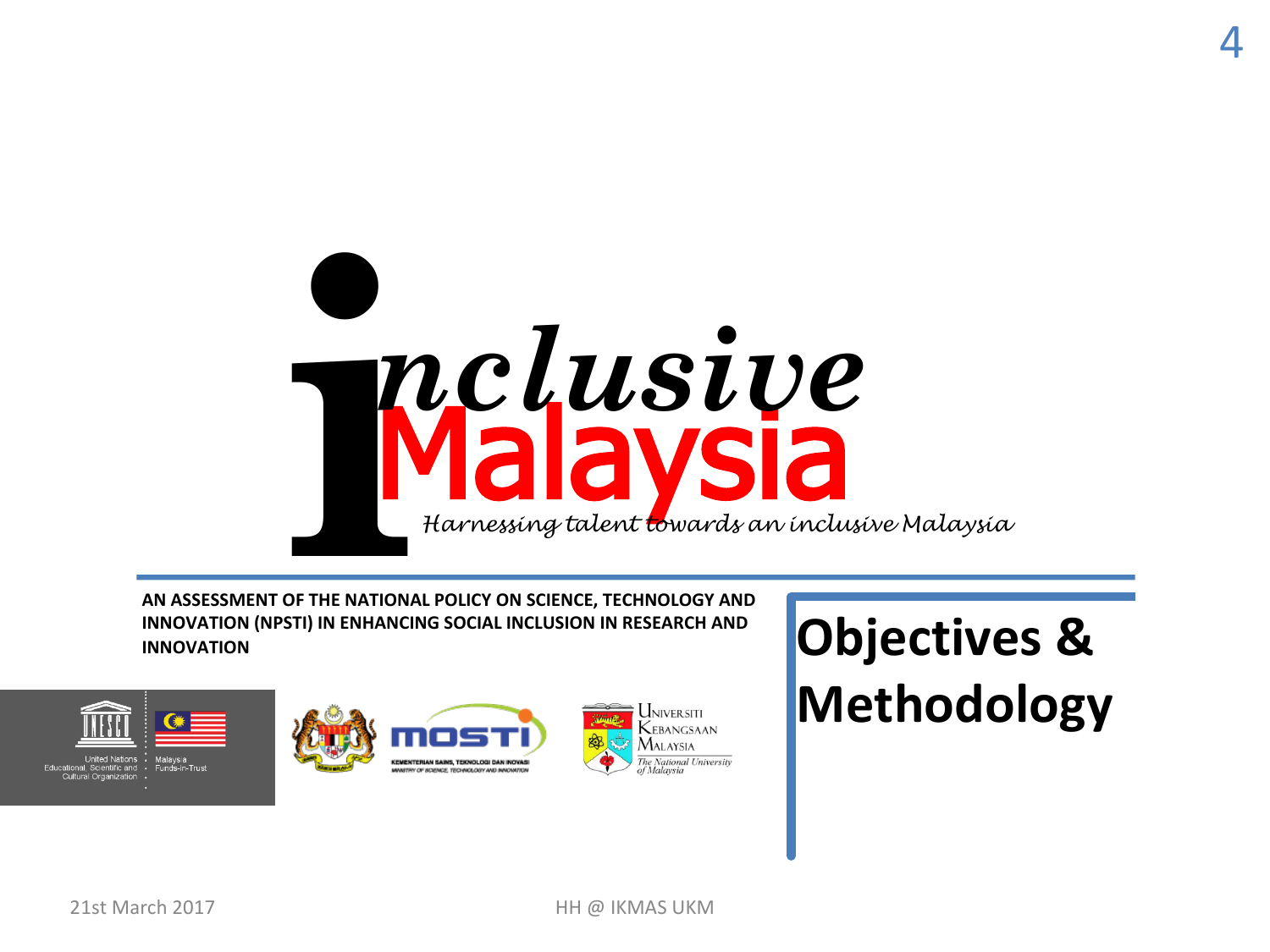# inclusive Malaysia

*Harnessing talent towards an inclusive Malaysia*

**AN ASSESSMENT OF THE NATIONAL POLICY ON SCIENCE, TECHNOLOGY AND INNOVATION (NPSTI) IN ENHANCING SOCIAL INCLUSION IN RESEARCH AND INNOVATION**

United Nations Educational, Scientific and Cultural Organization | Malaysia Funds-in-Trust

MOSTI — KEMENTERIAN SAINS, TEKNOLOGI DAN INOVASI — MINISTRY OF SCIENCE, TECHNOLOGY AND INNOVATION

Universiti Kebangsaan Malaysia — The National University of Malaysia

## Objectives & Methodology

21st March 2017

HH @ IKMAS UKM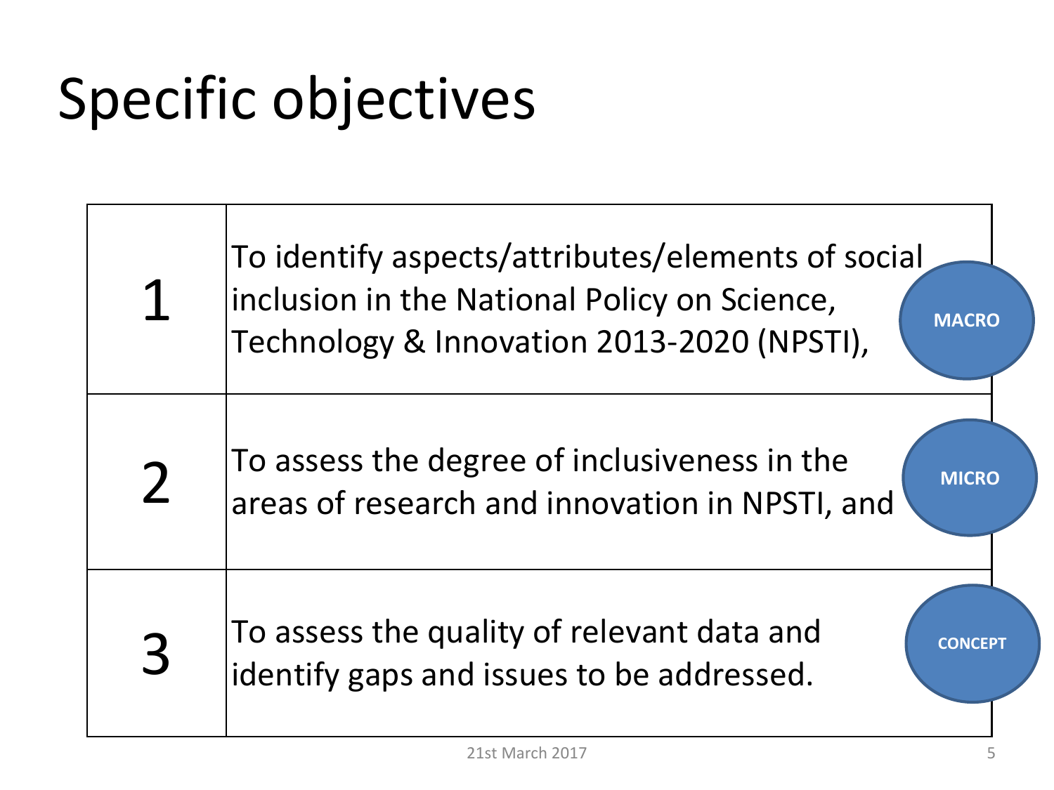# Specific objectives

| | | |
|---|---|---|
| 1 | To identify aspects/attributes/elements of social inclusion in the National Policy on Science, Technology & Innovation 2013-2020 (NPSTI), | **MACRO** |
| 2 | To assess the degree of inclusiveness in the areas of research and innovation in NPSTI, and | **MICRO** |
| 3 | To assess the quality of relevant data and identify gaps and issues to be addressed. | **CONCEPT** |

21st March 2017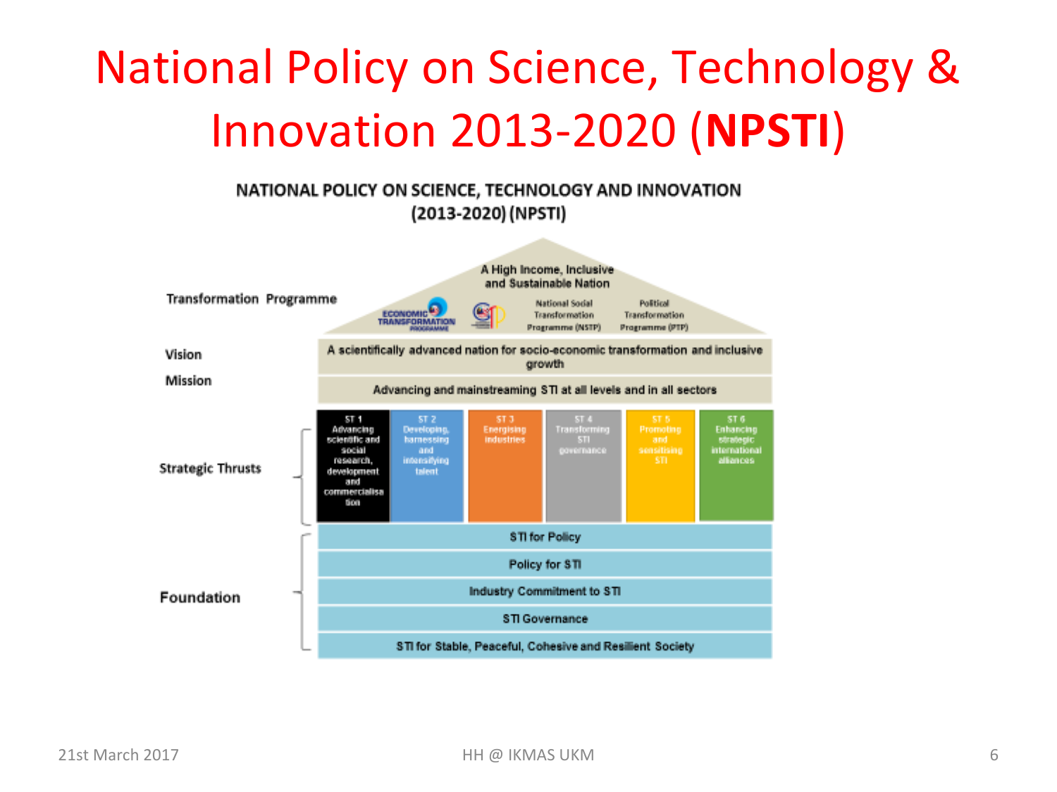# National Policy on Science, Technology & Innovation 2013-2020 (**NPSTI**)

NATIONAL POLICY ON SCIENCE, TECHNOLOGY AND INNOVATION (2013-2020) (NPSTI)

**Transformation Programme**

A High Income, Inclusive and Sustainable Nation

- Economic Transformation Programme
- GTP
- National Social Transformation Programme (NSTP)
- Political Transformation Programme (PTP)

**Vision**

A scientifically advanced nation for socio-economic transformation and inclusive growth

**Mission**

Advancing and mainstreaming STI at all levels and in all sectors

**Strategic Thrusts**

- ST 1 Advancing scientific and social research, development and commercialisation
- ST 2 Developing, harnessing and intensifying talent
- ST 3 Energising industries
- ST 4 Transforming STI governance
- ST 5 Promoting and sensitising STI
- ST 6 Enhancing strategic international alliances

**Foundation**

- STI for Policy
- Policy for STI
- Industry Commitment to STI
- STI Governance
- STI for Stable, Peaceful, Cohesive and Resilient Society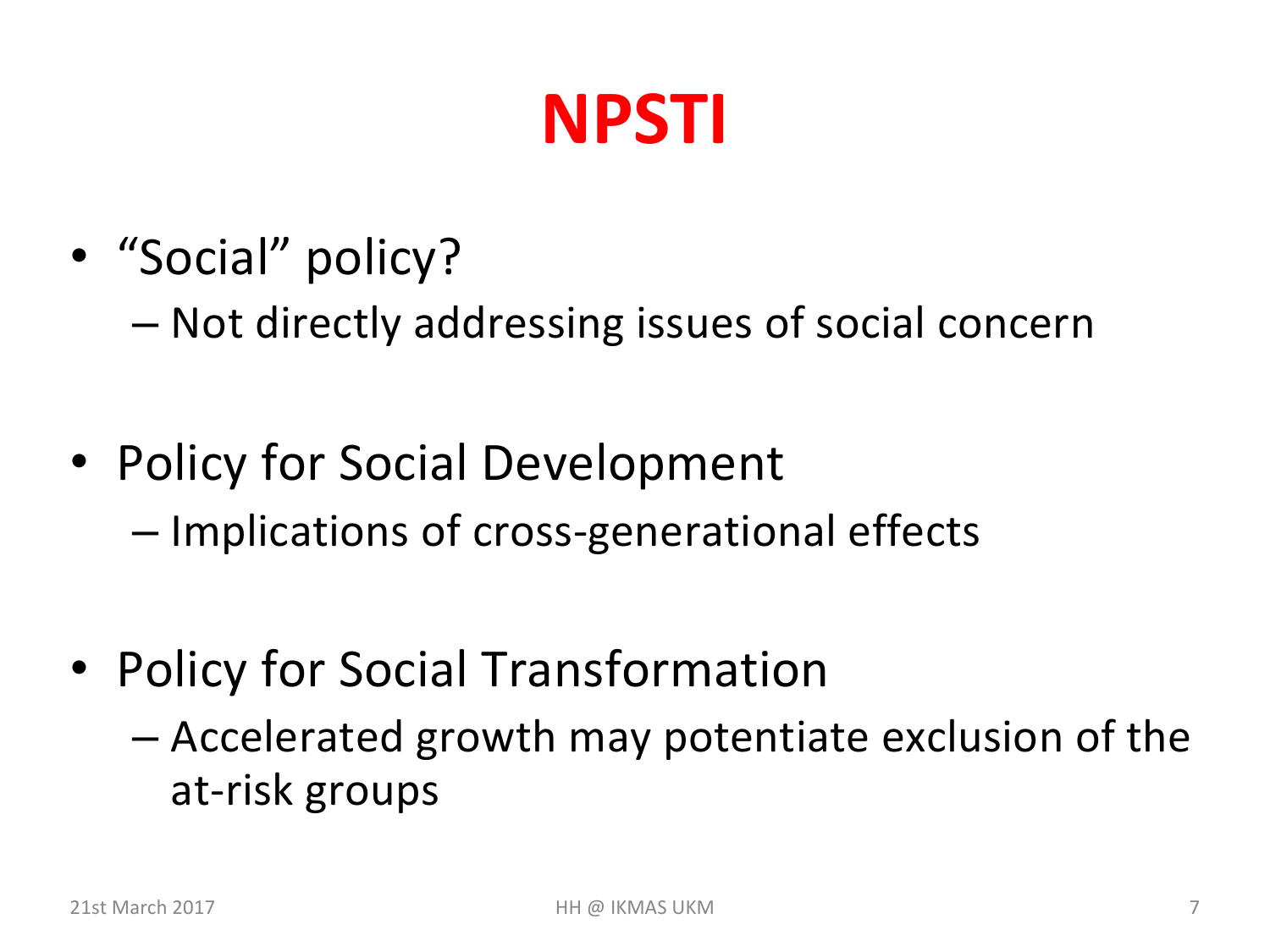# NPSTI

- "Social" policy?
  - Not directly addressing issues of social concern
- Policy for Social Development
  - Implications of cross-generational effects
- Policy for Social Transformation
  - Accelerated growth may potentiate exclusion of the at-risk groups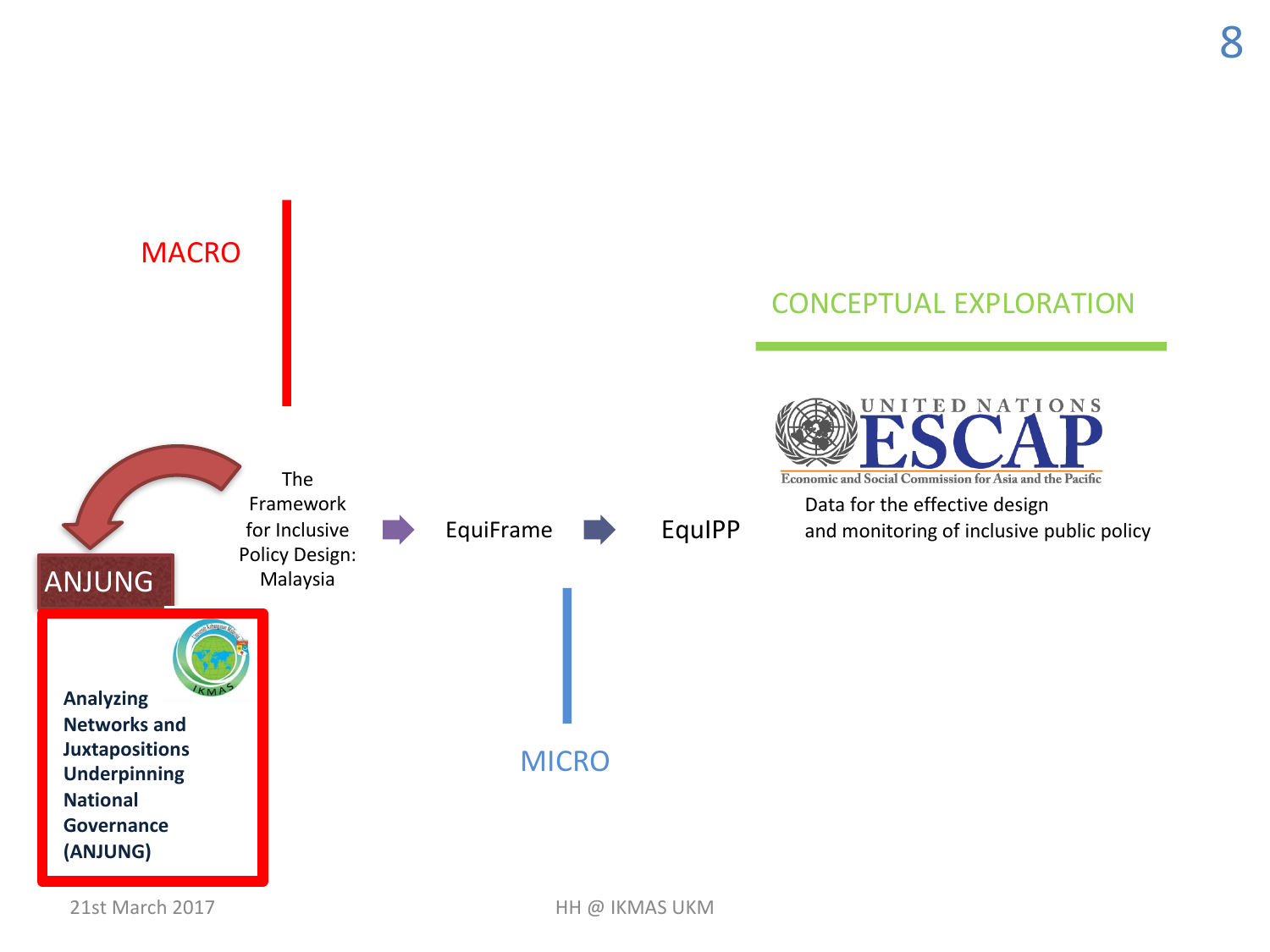MACRO

CONCEPTUAL EXPLORATION

UNITED NATIONS ESCAP

Economic and Social Commission for Asia and the Pacific

Data for the effective design and monitoring of inclusive public policy

The Framework for Inclusive Policy Design: Malaysia → EquiFrame → EquIPP

ANJUNG

**Analyzing Networks and Juxtapositions Underpinning National Governance (ANJUNG)**

MICRO

21st March 2017

HH @ IKMAS UKM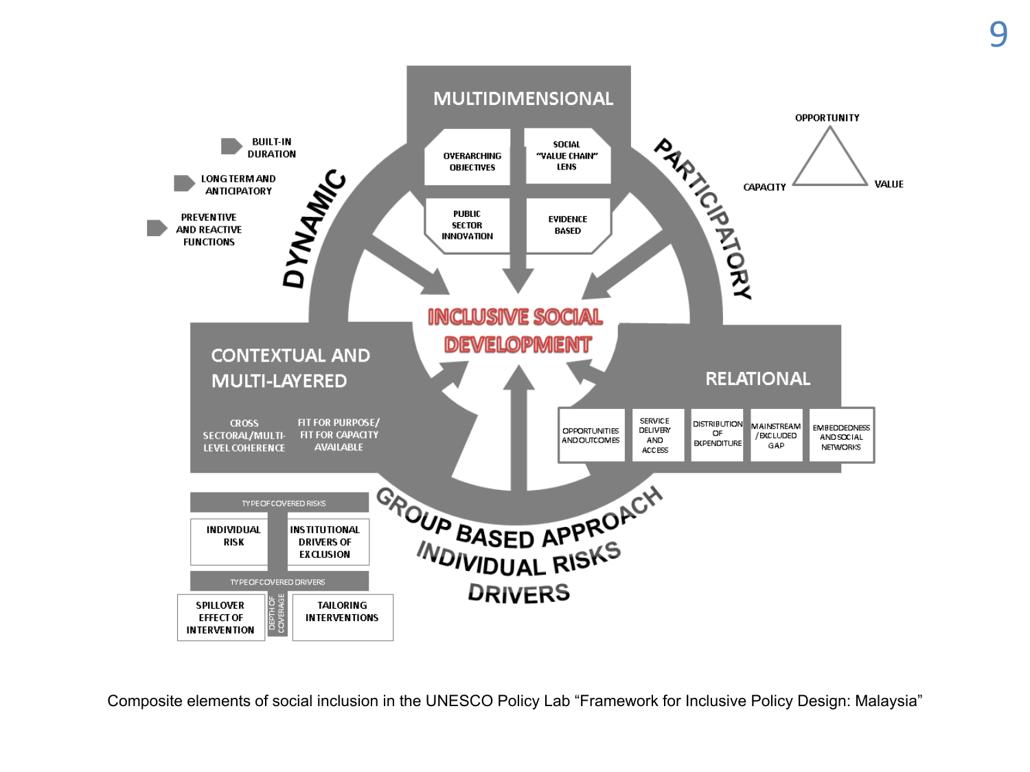MULTIDIMENSIONAL

OVERARCHING OBJECTIVES

SOCIAL "VALUE CHAIN" LENS

PUBLIC SECTOR INNOVATION

EVIDENCE BASED

DYNAMIC

- BUILT-IN DURATION
- LONG TERM AND ANTICIPATORY
- PREVENTIVE AND REACTIVE FUNCTIONS

PARTICIPATORY

OPPORTUNITY

CAPACITY

VALUE

INCLUSIVE SOCIAL DEVELOPMENT

CONTEXTUAL AND MULTI-LAYERED

CROSS SECTORAL/MULTI-LEVEL COHERENCE

FIT FOR PURPOSE/ FIT FOR CAPACITY AVAILABLE

RELATIONAL

| OPPORTUNITIES AND OUTCOMES | SERVICE DELIVERY AND ACCESS | DISTRIBUTION OF EXPENDITURE | MAINSTREAM /EXCLUDED GAP | EMBEDDEDNESS AND SOCIAL NETWORKS |
| --- | --- | --- | --- | --- |

GROUP BASED APPROACH

INDIVIDUAL RISKS

DRIVERS

TYPE OF COVERED RISKS

| INDIVIDUAL RISK | INSTITUTIONAL DRIVERS OF EXCLUSION |
| --- | --- |

TYPE OF COVERED DRIVERS

| SPILLOVER EFFECT OF INTERVENTION | DEPTH OF COVERAGE | TAILORING INTERVENTIONS |
| --- | --- | --- |

Composite elements of social inclusion in the UNESCO Policy Lab "Framework for Inclusive Policy Design: Malaysia"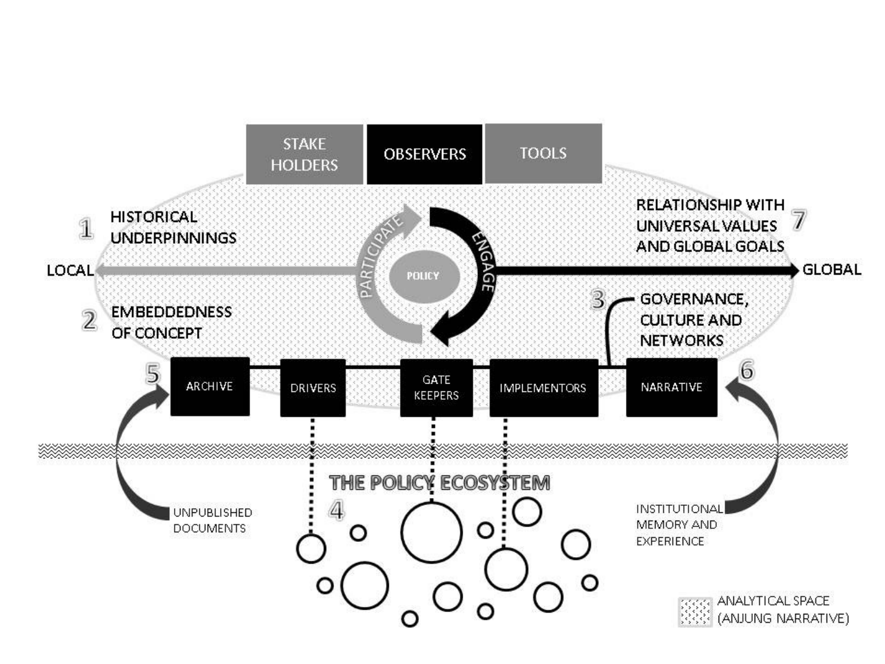STAKE HOLDERS

OBSERVERS

TOOLS

1 HISTORICAL UNDERPINNINGS

2 EMBEDDEDNESS OF CONCEPT

3 GOVERNANCE, CULTURE AND NETWORKS

7 RELATIONSHIP WITH UNIVERSAL VALUES AND GLOBAL GOALS

LOCAL

GLOBAL

PARTICIPATE

ENGAGE

POLICY

5 ARCHIVE

DRIVERS

GATE KEEPERS

IMPLEMENTORS

NARRATIVE 6

THE POLICY ECOSYSTEM

4

UNPUBLISHED DOCUMENTS

INSTITUTIONAL MEMORY AND EXPERIENCE

ANALYTICAL SPACE (ANJUNG NARRATIVE)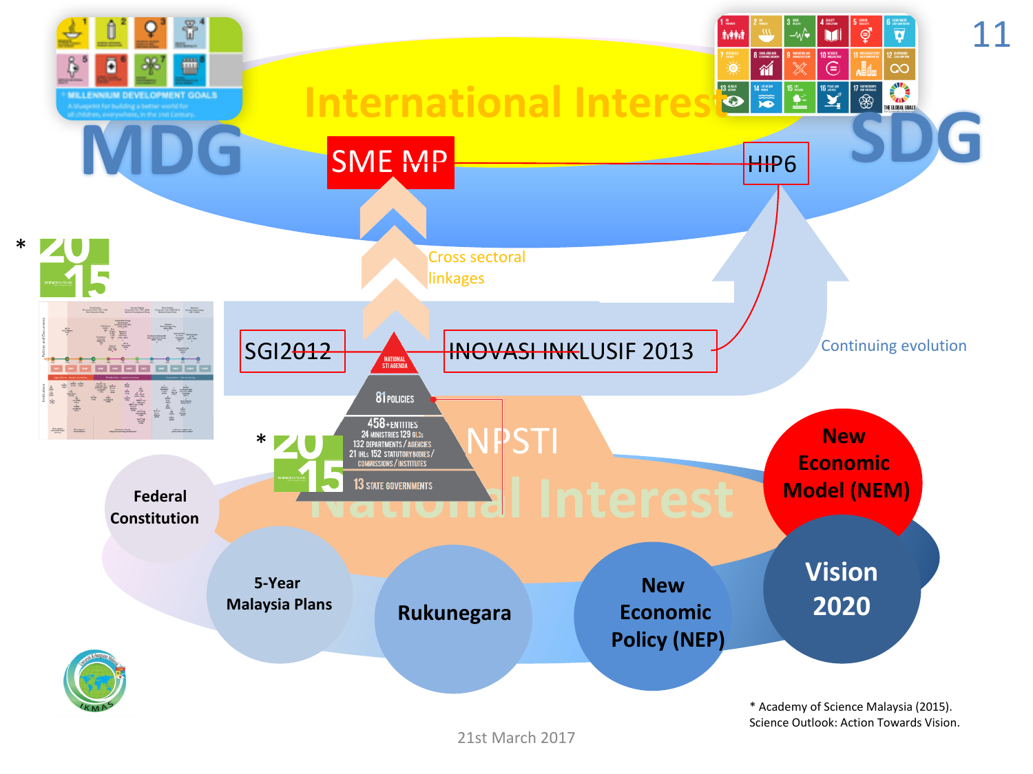# International Interest

MDG

SDG

SME MP

HIP6

Cross sectoral linkages

SGI2012

INOVASI INKLUSIF 2013

Continuing evolution

NATIONAL STI AGENDA

81 POLICIES

458+ENTITIES
24 MINISTRIES 129 GLCs
132 DEPARTMENTS / AGENCIES
21 IHLs 152 STATUTORY BODIES / COMMISSIONS / INSTITUTES

13 STATE GOVERNMENTS

NPSTI

National Interest

- Federal Constitution
- 5-Year Malaysia Plans
- Rukunegara
- New Economic Policy (NEP)
- New Economic Model (NEM)
- Vision 2020

\* Academy of Science Malaysia (2015). Science Outlook: Action Towards Vision.

21st March 2017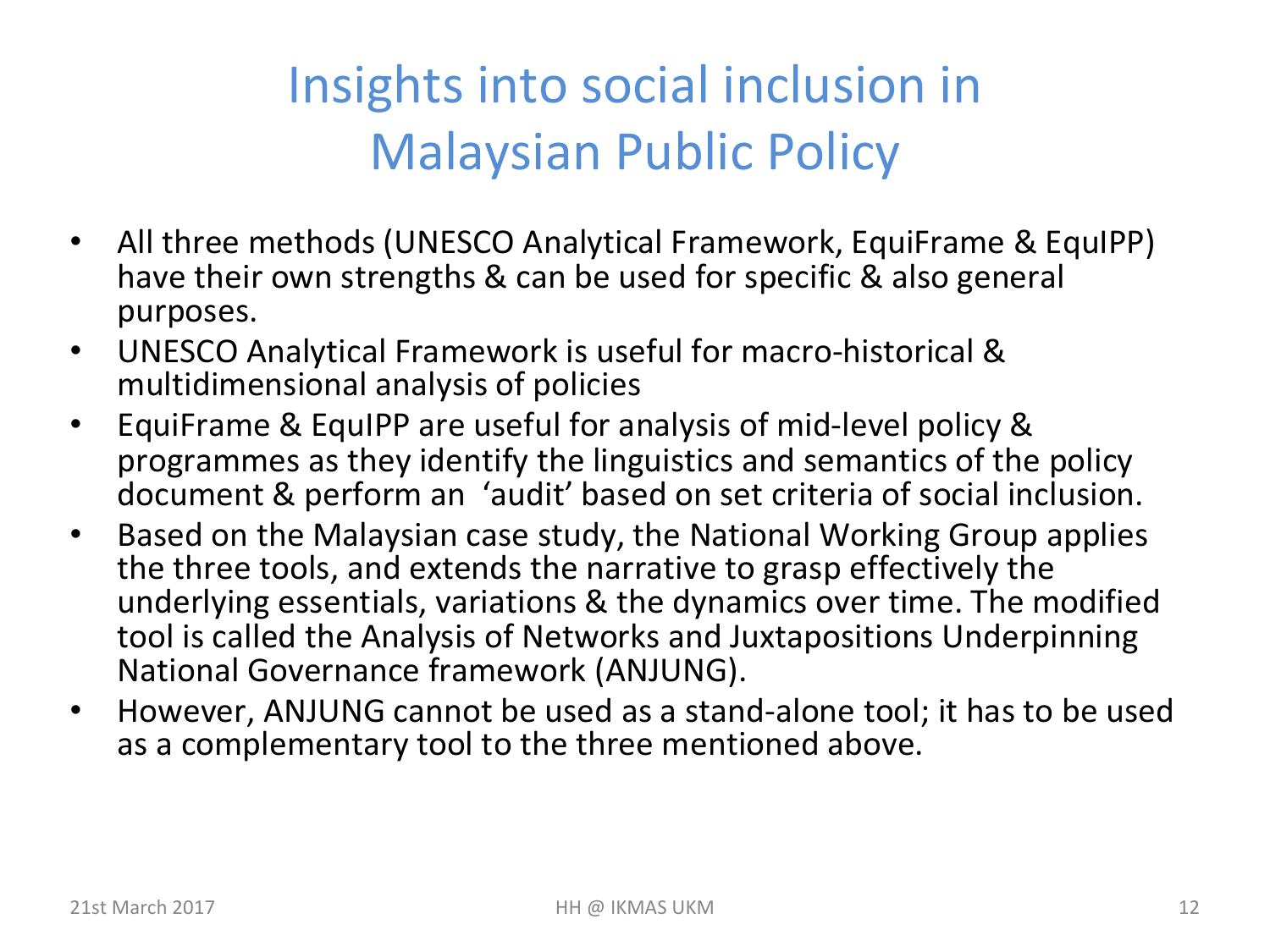# Insights into social inclusion in Malaysian Public Policy

- All three methods (UNESCO Analytical Framework, EquiFrame & EquIPP) have their own strengths & can be used for specific & also general purposes.
- UNESCO Analytical Framework is useful for macro-historical & multidimensional analysis of policies
- EquiFrame & EquIPP are useful for analysis of mid-level policy & programmes as they identify the linguistics and semantics of the policy document & perform an 'audit' based on set criteria of social inclusion.
- Based on the Malaysian case study, the National Working Group applies the three tools, and extends the narrative to grasp effectively the underlying essentials, variations & the dynamics over time. The modified tool is called the Analysis of Networks and Juxtapositions Underpinning National Governance framework (ANJUNG).
- However, ANJUNG cannot be used as a stand-alone tool; it has to be used as a complementary tool to the three mentioned above.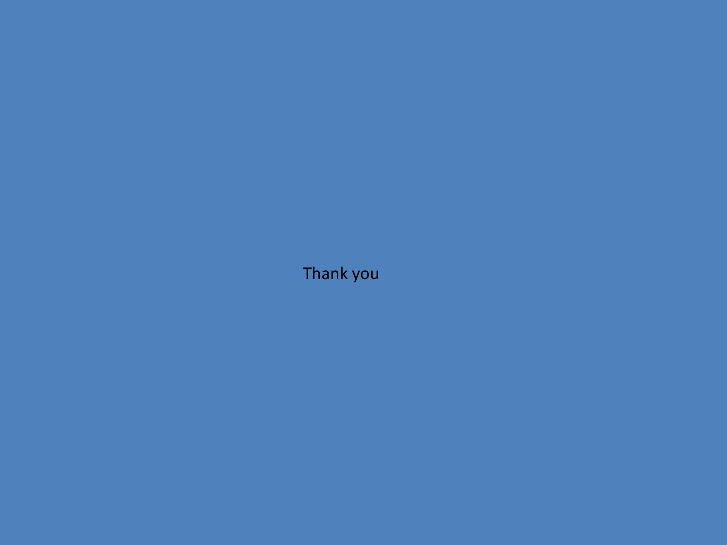Thank you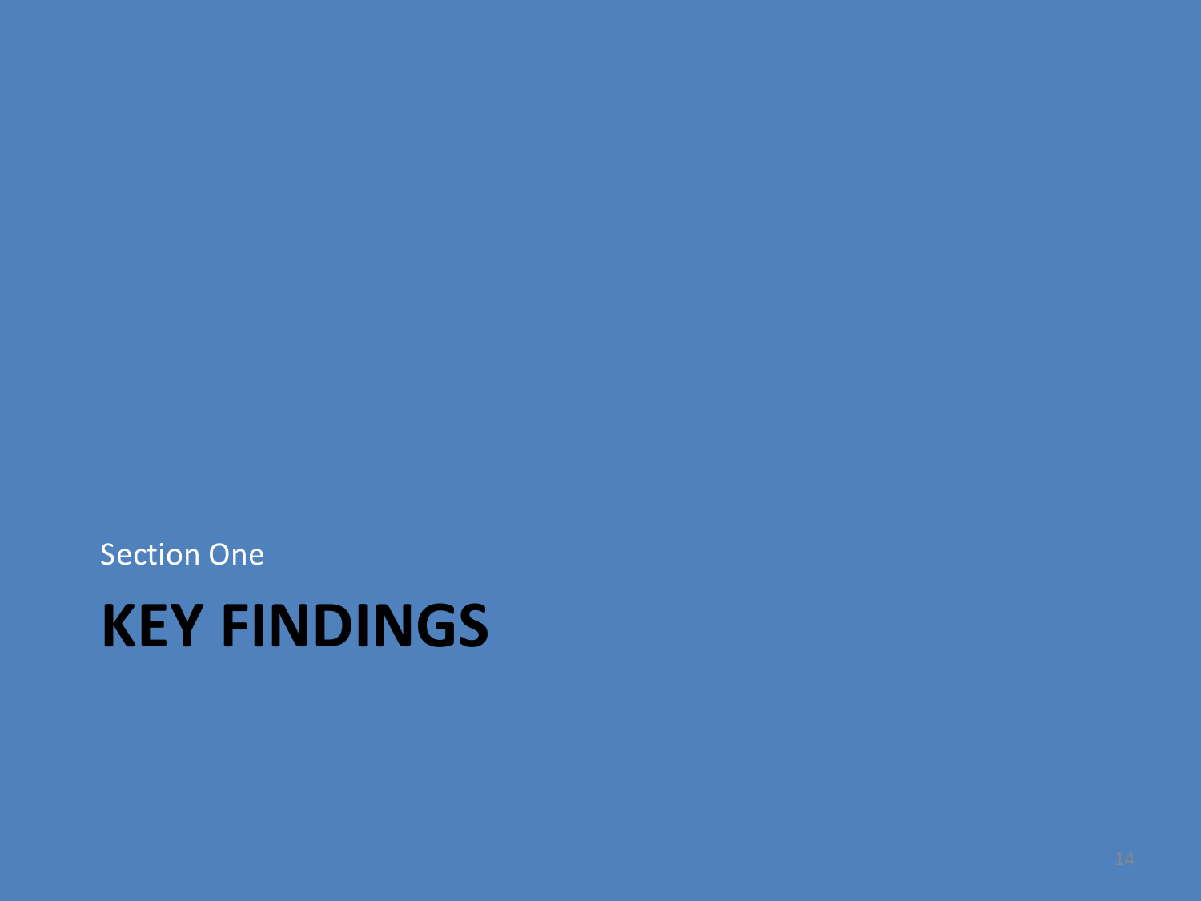Section One

# KEY FINDINGS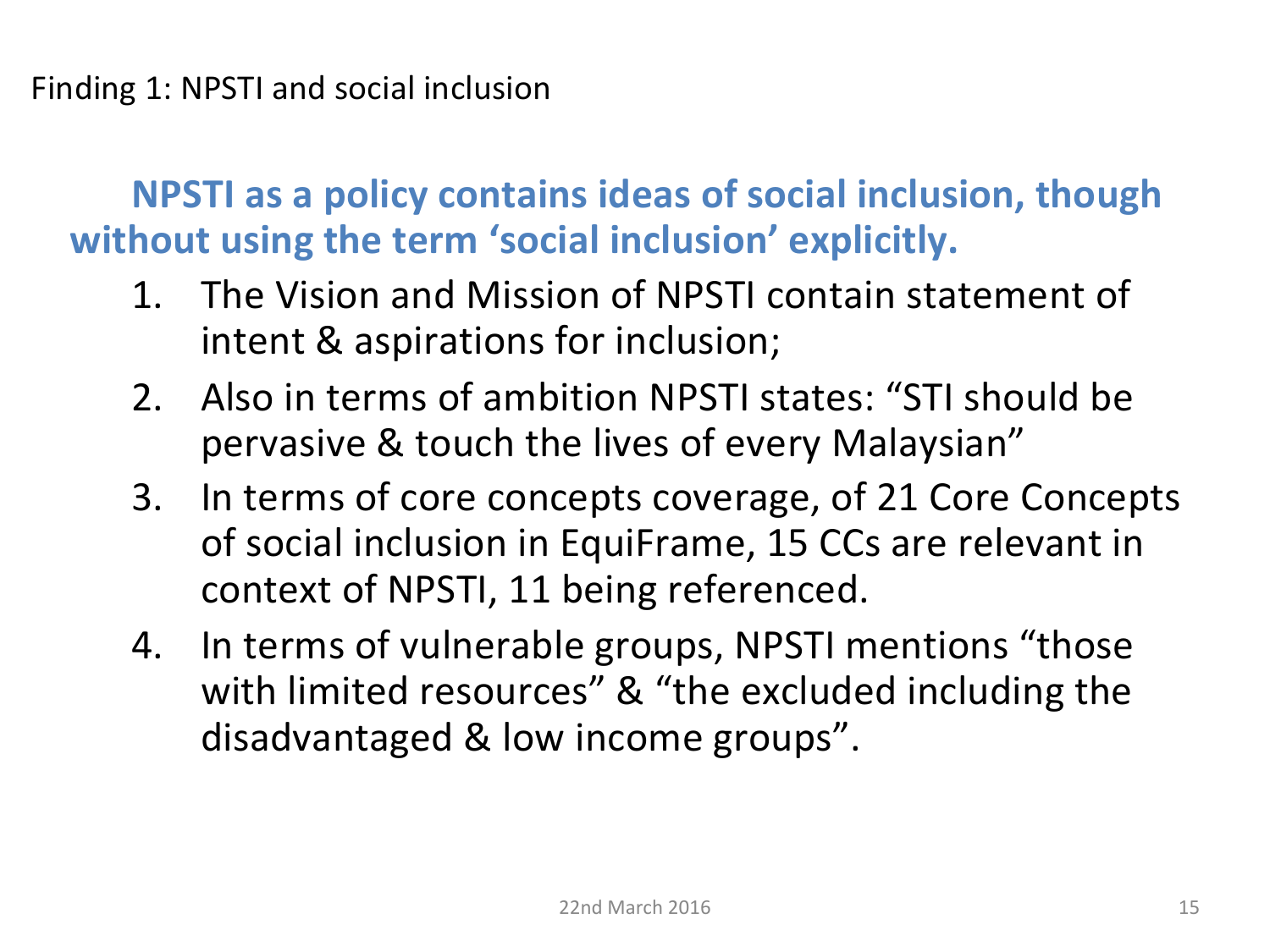Finding 1: NPSTI and social inclusion

**NPSTI as a policy contains ideas of social inclusion, though without using the term 'social inclusion' explicitly.**

1. The Vision and Mission of NPSTI contain statement of intent & aspirations for inclusion;
2. Also in terms of ambition NPSTI states: "STI should be pervasive & touch the lives of every Malaysian"
3. In terms of core concepts coverage, of 21 Core Concepts of social inclusion in EquiFrame, 15 CCs are relevant in context of NPSTI, 11 being referenced.
4. In terms of vulnerable groups, NPSTI mentions "those with limited resources" & "the excluded including the disadvantaged & low income groups".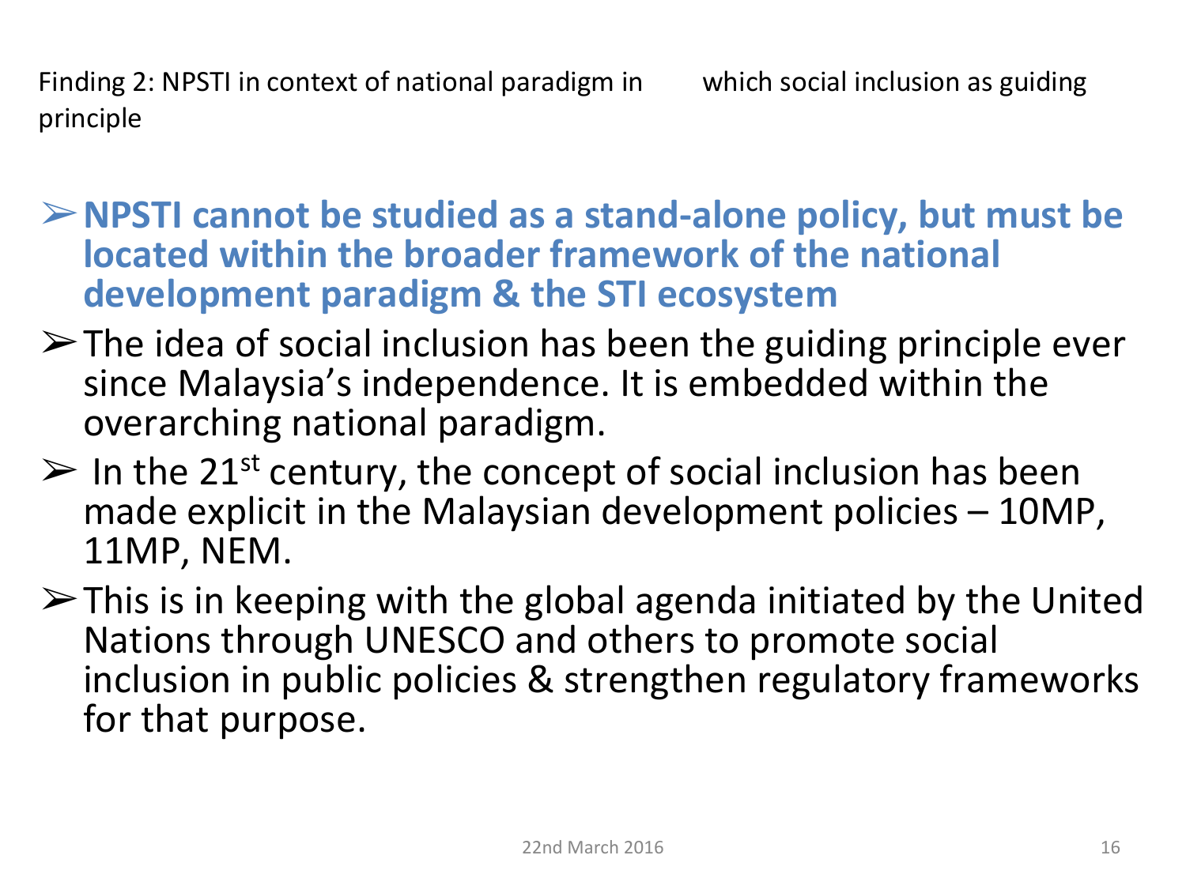Finding 2: NPSTI in context of national paradigm in which social inclusion as guiding principle

- **NPSTI cannot be studied as a stand-alone policy, but must be located within the broader framework of the national development paradigm & the STI ecosystem**
- The idea of social inclusion has been the guiding principle ever since Malaysia's independence. It is embedded within the overarching national paradigm.
- In the 21st century, the concept of social inclusion has been made explicit in the Malaysian development policies – 10MP, 11MP, NEM.
- This is in keeping with the global agenda initiated by the United Nations through UNESCO and others to promote social inclusion in public policies & strengthen regulatory frameworks for that purpose.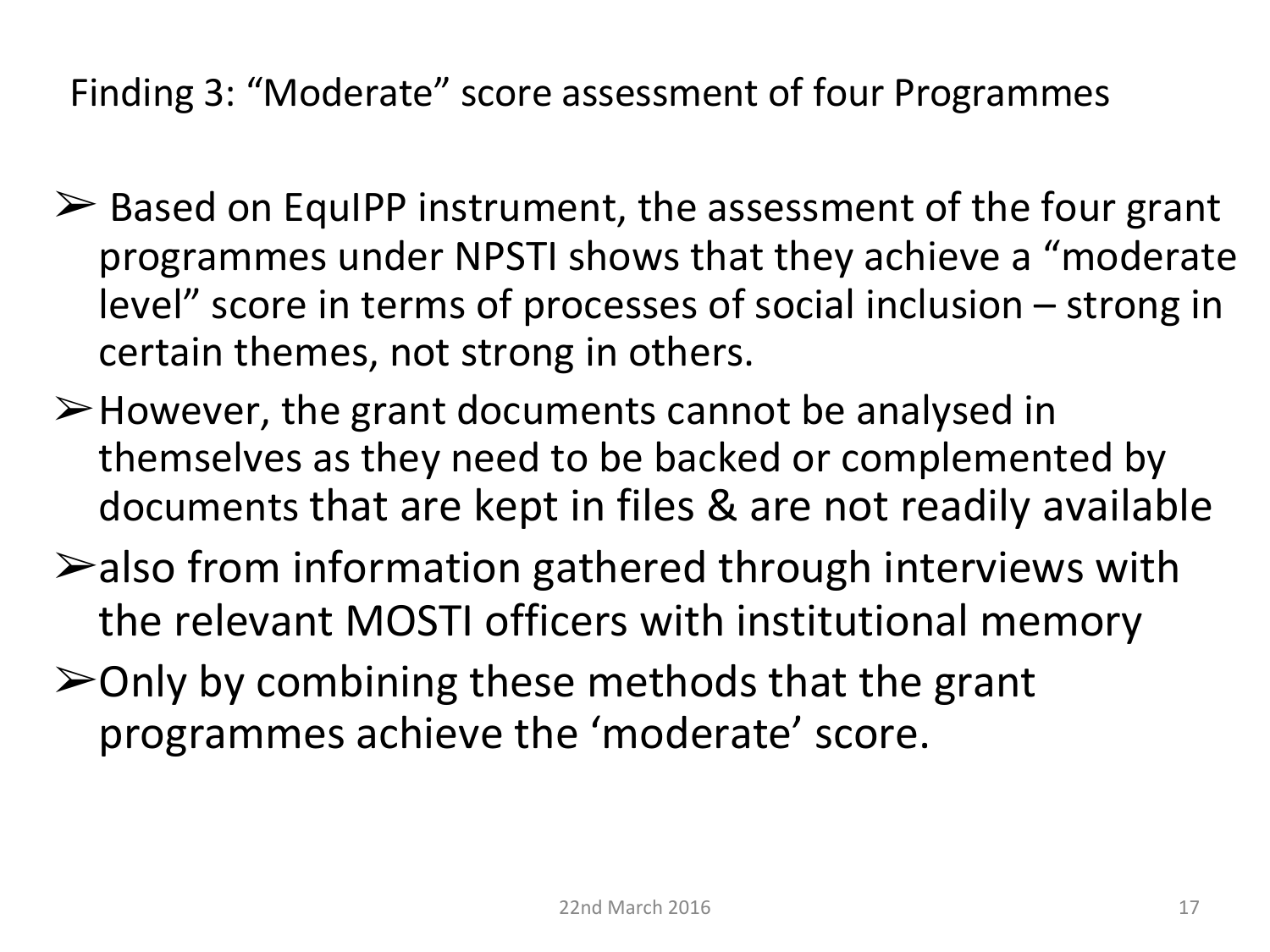## Finding 3: "Moderate" score assessment of four Programmes

- Based on EquIPP instrument, the assessment of the four grant programmes under NPSTI shows that they achieve a "moderate level" score in terms of processes of social inclusion – strong in certain themes, not strong in others.
- However, the grant documents cannot be analysed in themselves as they need to be backed or complemented by documents that are kept in files & are not readily available
- also from information gathered through interviews with the relevant MOSTI officers with institutional memory
- Only by combining these methods that the grant programmes achieve the 'moderate' score.

22nd March 2016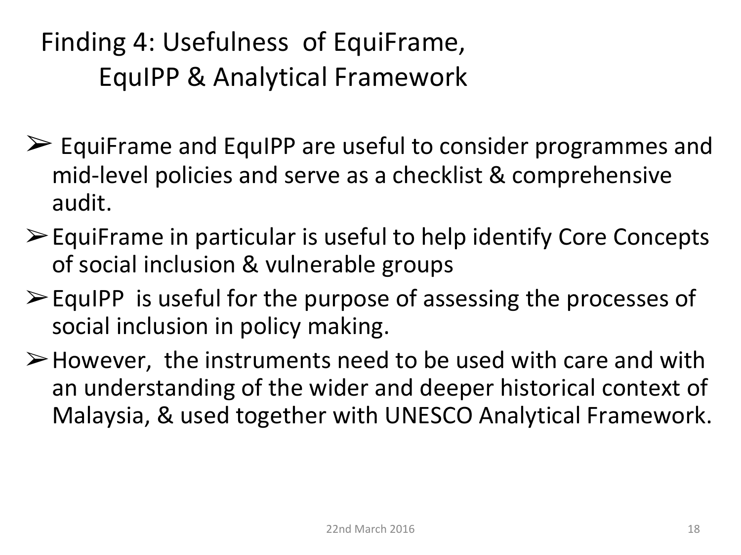# Finding 4: Usefulness of EquiFrame, EquIPP & Analytical Framework

- EquiFrame and EquIPP are useful to consider programmes and mid-level policies and serve as a checklist & comprehensive audit.
- EquiFrame in particular is useful to help identify Core Concepts of social inclusion & vulnerable groups
- EquIPP is useful for the purpose of assessing the processes of social inclusion in policy making.
- However, the instruments need to be used with care and with an understanding of the wider and deeper historical context of Malaysia, & used together with UNESCO Analytical Framework.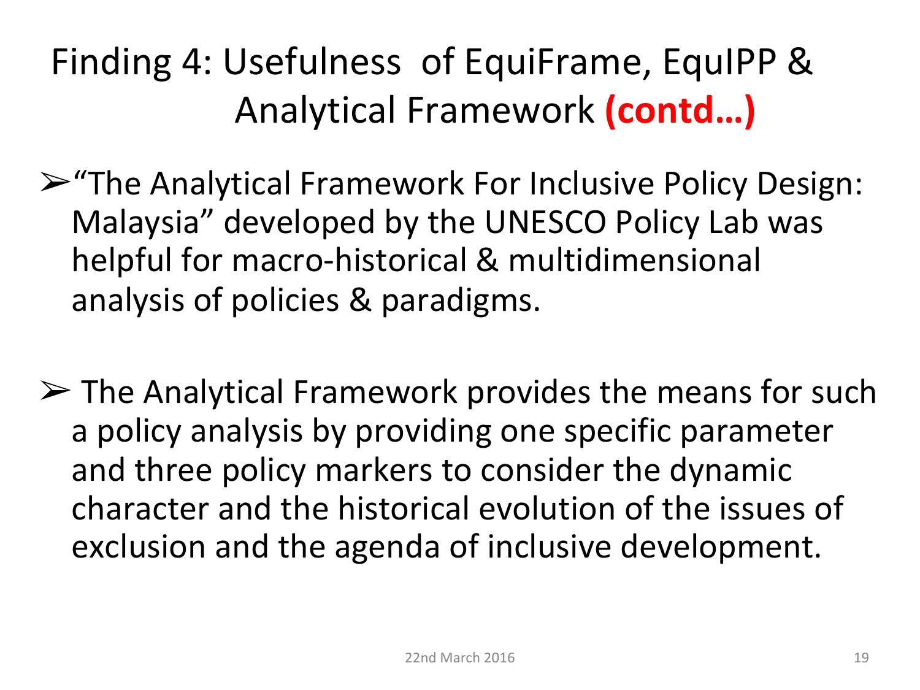# Finding 4: Usefulness of EquiFrame, EquIPP & Analytical Framework **(contd…)**

- "The Analytical Framework For Inclusive Policy Design: Malaysia" developed by the UNESCO Policy Lab was helpful for macro-historical & multidimensional analysis of policies & paradigms.

- The Analytical Framework provides the means for such a policy analysis by providing one specific parameter and three policy markers to consider the dynamic character and the historical evolution of the issues of exclusion and the agenda of inclusive development.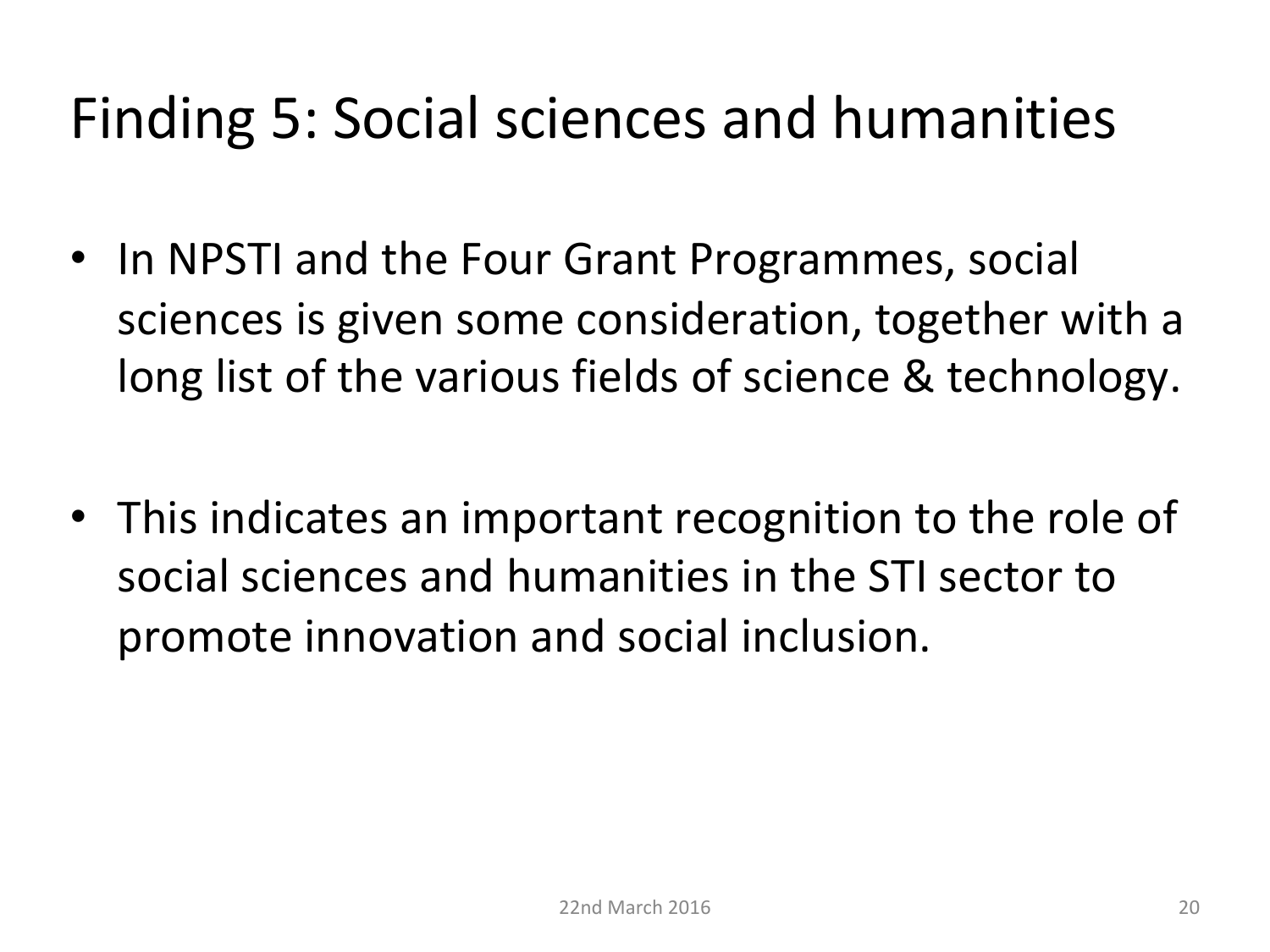# Finding 5: Social sciences and humanities

- In NPSTI and the Four Grant Programmes, social sciences is given some consideration, together with a long list of the various fields of science & technology.

- This indicates an important recognition to the role of social sciences and humanities in the STI sector to promote innovation and social inclusion.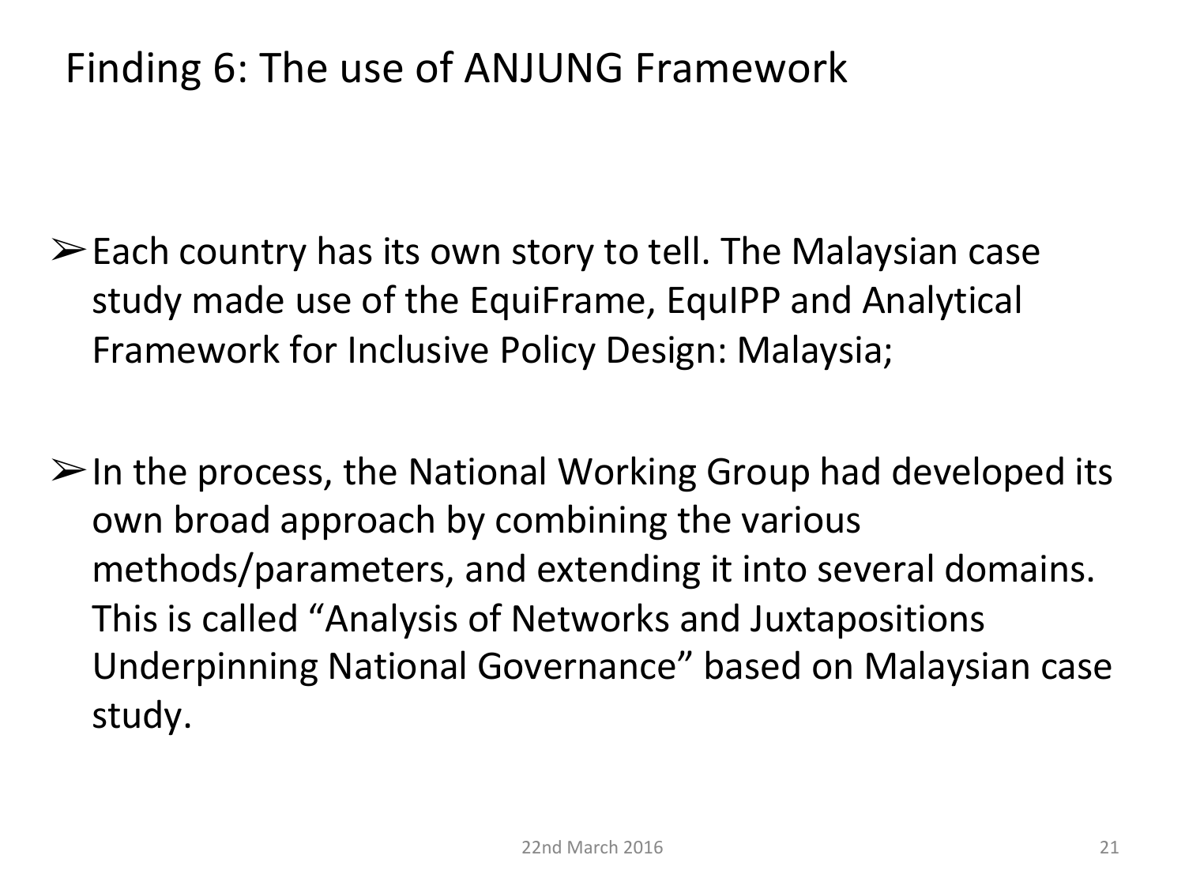# Finding 6: The use of ANJUNG Framework

- Each country has its own story to tell. The Malaysian case study made use of the EquiFrame, EquIPP and Analytical Framework for Inclusive Policy Design: Malaysia;

- In the process, the National Working Group had developed its own broad approach by combining the various methods/parameters, and extending it into several domains. This is called "Analysis of Networks and Juxtapositions Underpinning National Governance" based on Malaysian case study.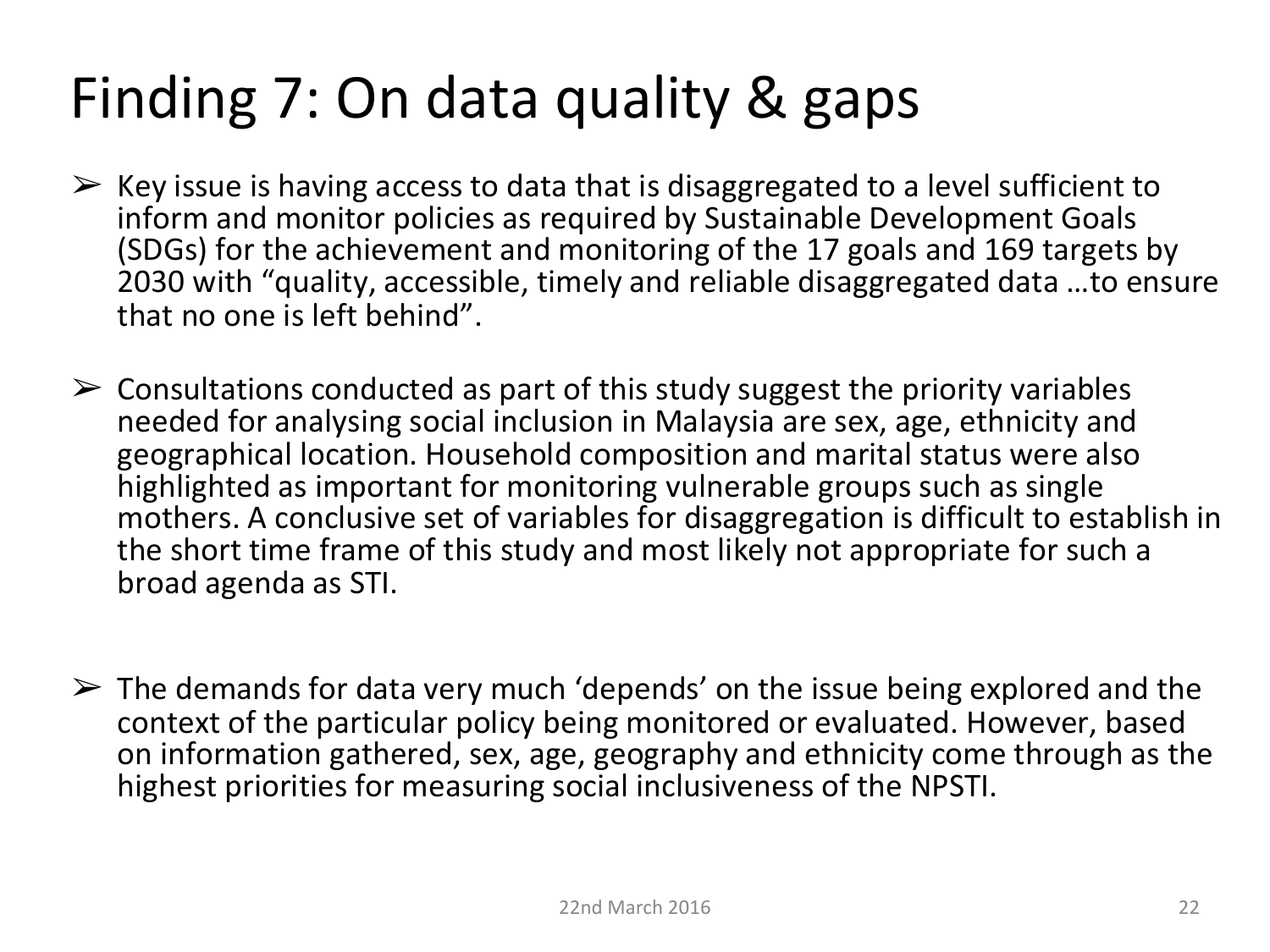# Finding 7: On data quality & gaps

- Key issue is having access to data that is disaggregated to a level sufficient to inform and monitor policies as required by Sustainable Development Goals (SDGs) for the achievement and monitoring of the 17 goals and 169 targets by 2030 with "quality, accessible, timely and reliable disaggregated data …to ensure that no one is left behind".

- Consultations conducted as part of this study suggest the priority variables needed for analysing social inclusion in Malaysia are sex, age, ethnicity and geographical location. Household composition and marital status were also highlighted as important for monitoring vulnerable groups such as single mothers. A conclusive set of variables for disaggregation is difficult to establish in the short time frame of this study and most likely not appropriate for such a broad agenda as STI.

- The demands for data very much 'depends' on the issue being explored and the context of the particular policy being monitored or evaluated. However, based on information gathered, sex, age, geography and ethnicity come through as the highest priorities for measuring social inclusiveness of the NPSTI.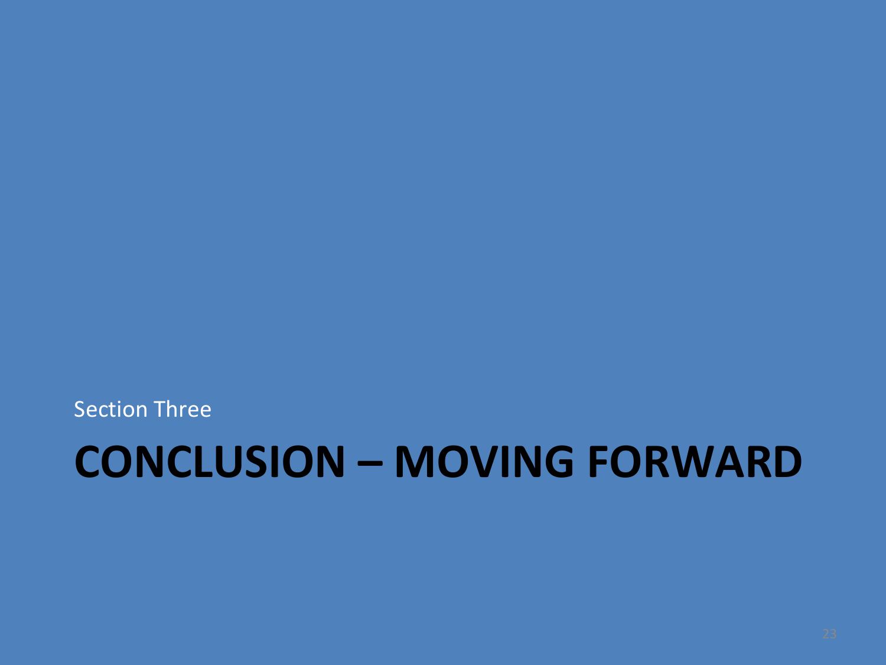Section Three

# CONCLUSION – MOVING FORWARD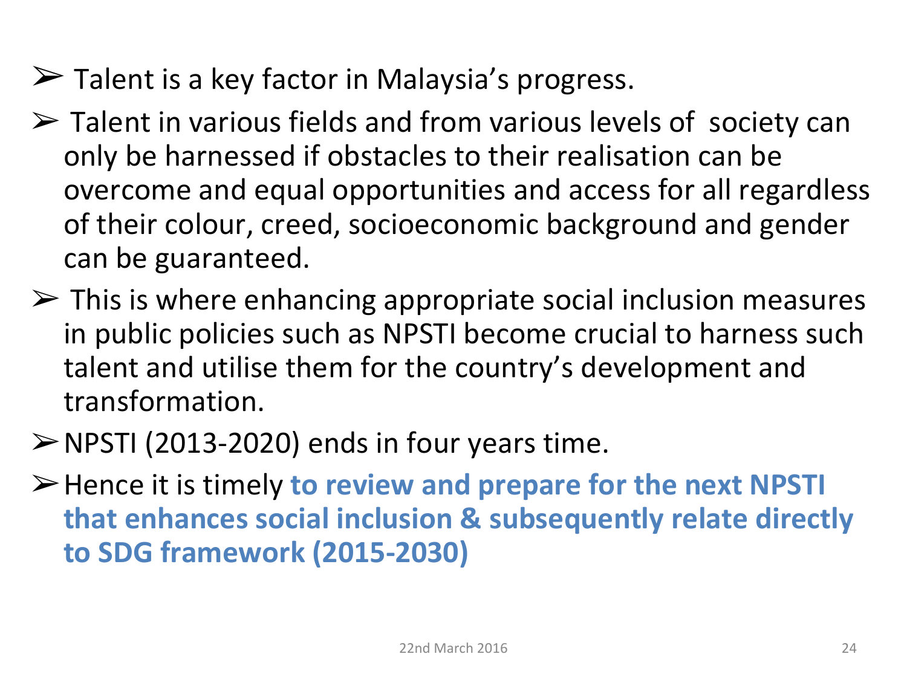- Talent is a key factor in Malaysia's progress.
- Talent in various fields and from various levels of society can only be harnessed if obstacles to their realisation can be overcome and equal opportunities and access for all regardless of their colour, creed, socioeconomic background and gender can be guaranteed.
- This is where enhancing appropriate social inclusion measures in public policies such as NPSTI become crucial to harness such talent and utilise them for the country's development and transformation.
- NPSTI (2013-2020) ends in four years time.
- Hence it is timely **to review and prepare for the next NPSTI that enhances social inclusion & subsequently relate directly to SDG framework (2015-2030)**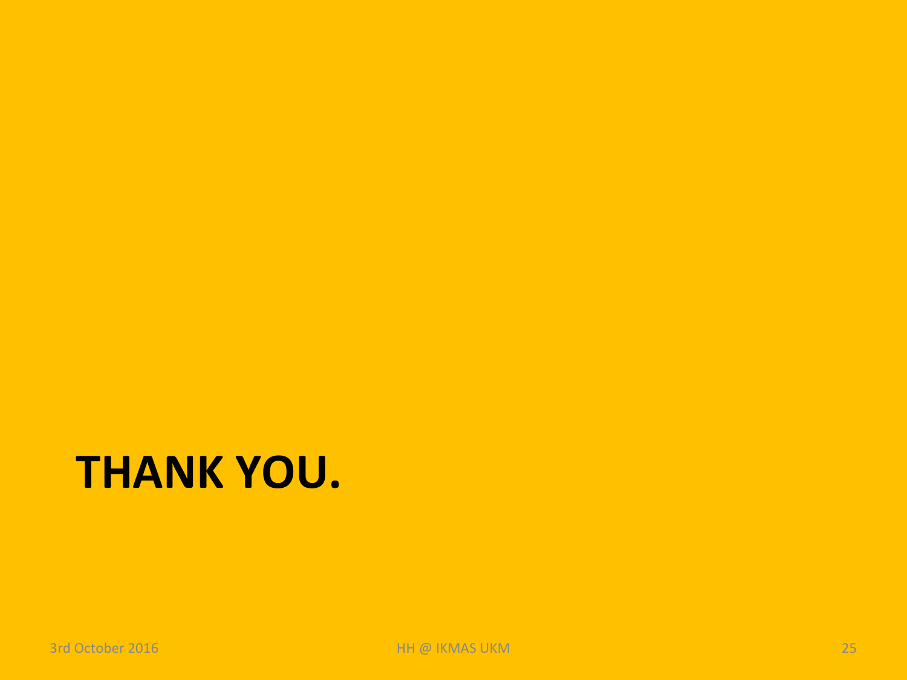# THANK YOU.